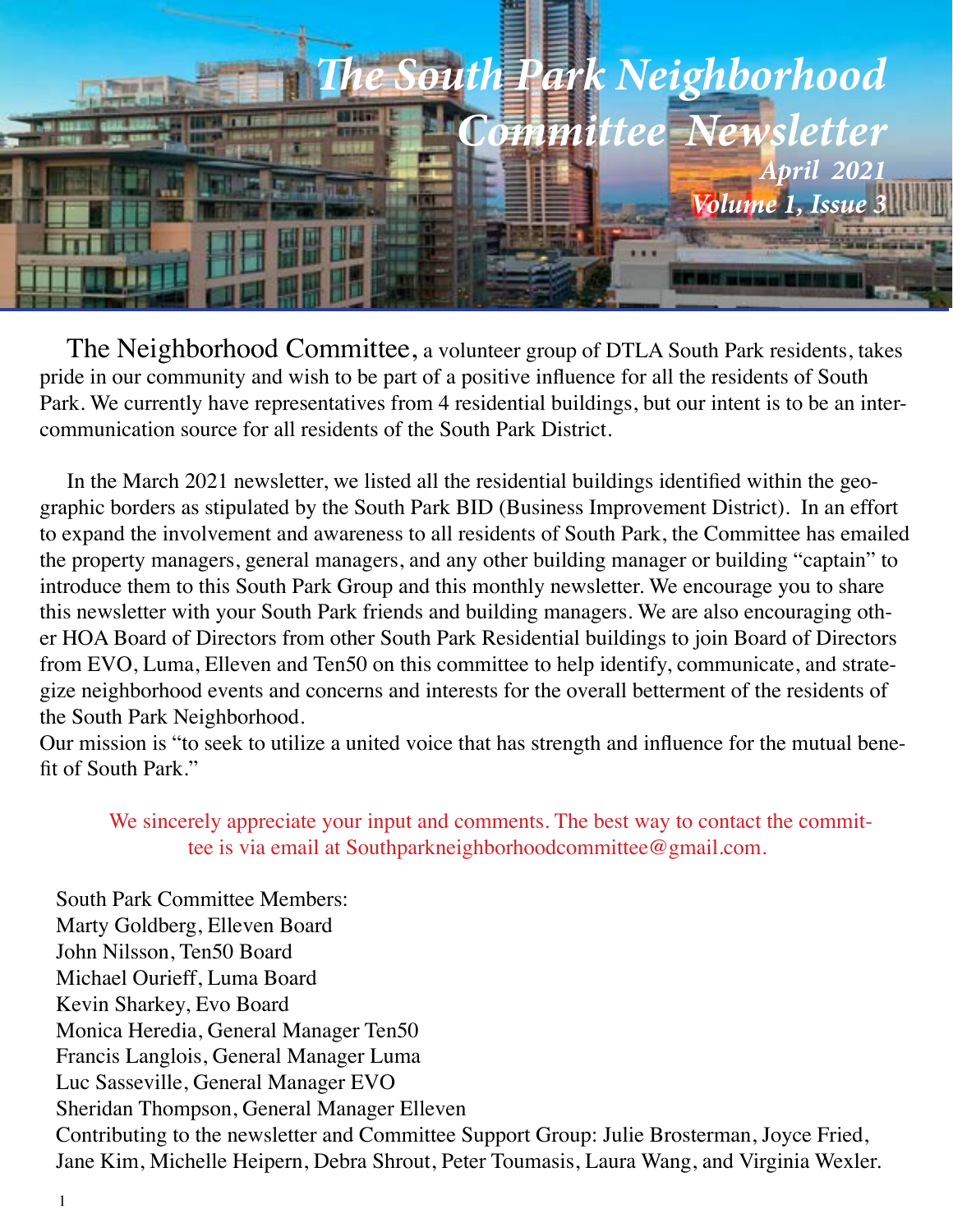# The South Park Neighborhood Committee Newsletter

*April 2021*
*Volume 1, Issue 3*

The Neighborhood Committee, a volunteer group of DTLA South Park residents, takes pride in our community and wish to be part of a positive influence for all the residents of South Park. We currently have representatives from 4 residential buildings, but our intent is to be an inter-communication source for all residents of the South Park District.

In the March 2021 newsletter, we listed all the residential buildings identified within the geographic borders as stipulated by the South Park BID (Business Improvement District). In an effort to expand the involvement and awareness to all residents of South Park, the Committee has emailed the property managers, general managers, and any other building manager or building "captain" to introduce them to this South Park Group and this monthly newsletter. We encourage you to share this newsletter with your South Park friends and building managers. We are also encouraging other HOA Board of Directors from other South Park Residential buildings to join Board of Directors from EVO, Luma, Elleven and Ten50 on this committee to help identify, communicate, and strategize neighborhood events and concerns and interests for the overall betterment of the residents of the South Park Neighborhood.
Our mission is "to seek to utilize a united voice that has strength and influence for the mutual benefit of South Park."

We sincerely appreciate your input and comments. The best way to contact the committee is via email at Southparkneighborhoodcommittee@gmail.com.

South Park Committee Members:
Marty Goldberg, Elleven Board
John Nilsson, Ten50 Board
Michael Ourieff, Luma Board
Kevin Sharkey, Evo Board
Monica Heredia, General Manager Ten50
Francis Langlois, General Manager Luma
Luc Sasseville, General Manager EVO
Sheridan Thompson, General Manager Elleven
Contributing to the newsletter and Committee Support Group: Julie Brosterman, Joyce Fried, Jane Kim, Michelle Heipern, Debra Shrout, Peter Toumasis, Laura Wang, and Virginia Wexler.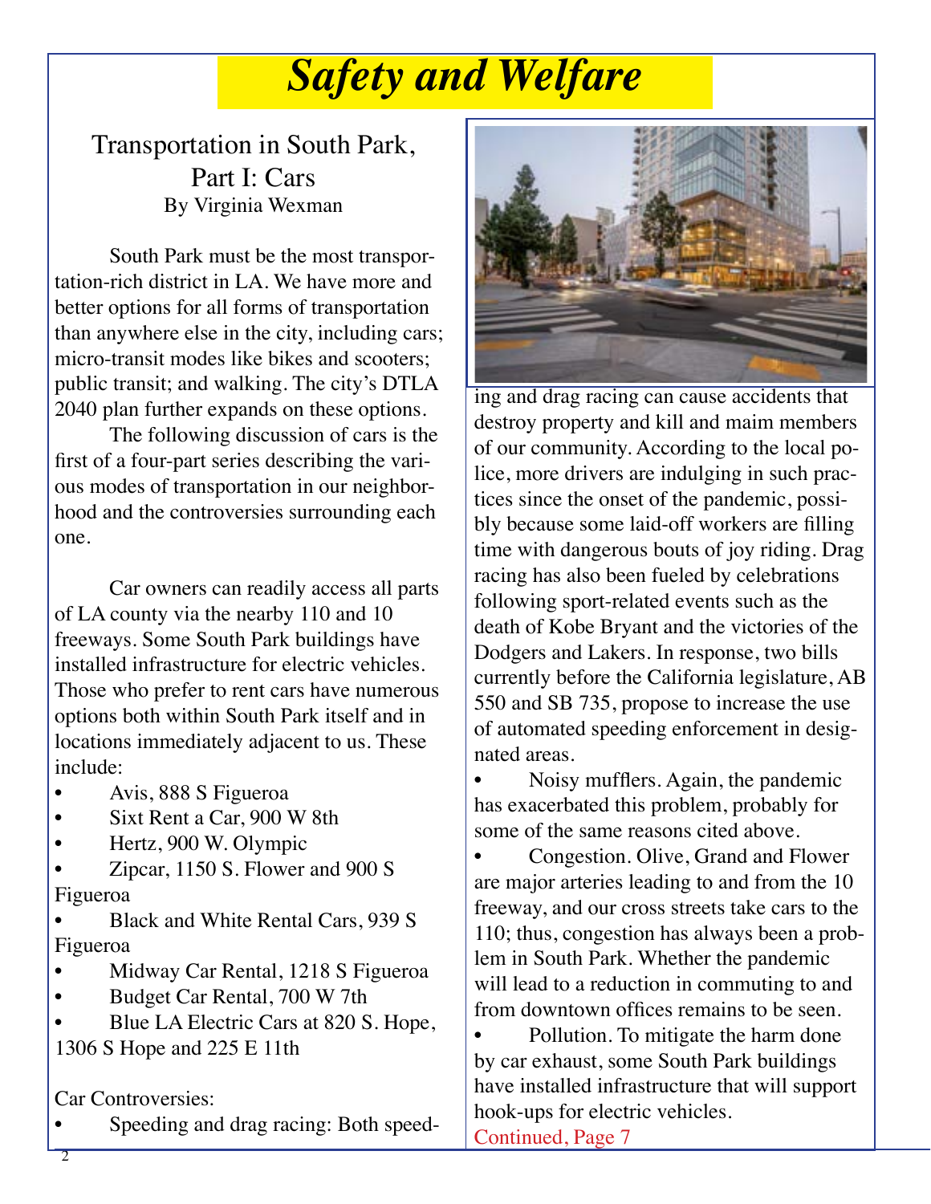# *Safety and Welfare*

## Transportation in South Park, Part I: Cars

By Virginia Wexman

South Park must be the most transportation-rich district in LA. We have more and better options for all forms of transportation than anywhere else in the city, including cars; micro-transit modes like bikes and scooters; public transit; and walking. The city's DTLA 2040 plan further expands on these options.

The following discussion of cars is the first of a four-part series describing the various modes of transportation in our neighborhood and the controversies surrounding each one.

Car owners can readily access all parts of LA county via the nearby 110 and 10 freeways. Some South Park buildings have installed infrastructure for electric vehicles. Those who prefer to rent cars have numerous options both within South Park itself and in locations immediately adjacent to us. These include:

- Avis, 888 S Figueroa
- Sixt Rent a Car, 900 W 8th
- Hertz, 900 W. Olympic
- Zipcar, 1150 S. Flower and 900 S Figueroa
- Black and White Rental Cars, 939 S Figueroa
- Midway Car Rental, 1218 S Figueroa
- Budget Car Rental, 700 W 7th
- Blue LA Electric Cars at 820 S. Hope, 1306 S Hope and 225 E 11th

Car Controversies:

- Speeding and drag racing: Both speeding and drag racing can cause accidents that destroy property and kill and maim members of our community. According to the local police, more drivers are indulging in such practices since the onset of the pandemic, possibly because some laid-off workers are filling time with dangerous bouts of joy riding. Drag racing has also been fueled by celebrations following sport-related events such as the death of Kobe Bryant and the victories of the Dodgers and Lakers. In response, two bills currently before the California legislature, AB 550 and SB 735, propose to increase the use of automated speeding enforcement in designated areas.
- Noisy mufflers. Again, the pandemic has exacerbated this problem, probably for some of the same reasons cited above.
- Congestion. Olive, Grand and Flower are major arteries leading to and from the 10 freeway, and our cross streets take cars to the 110; thus, congestion has always been a problem in South Park. Whether the pandemic will lead to a reduction in commuting to and from downtown offices remains to be seen.
- Pollution. To mitigate the harm done by car exhaust, some South Park buildings have installed infrastructure that will support hook-ups for electric vehicles.

Continued, Page 7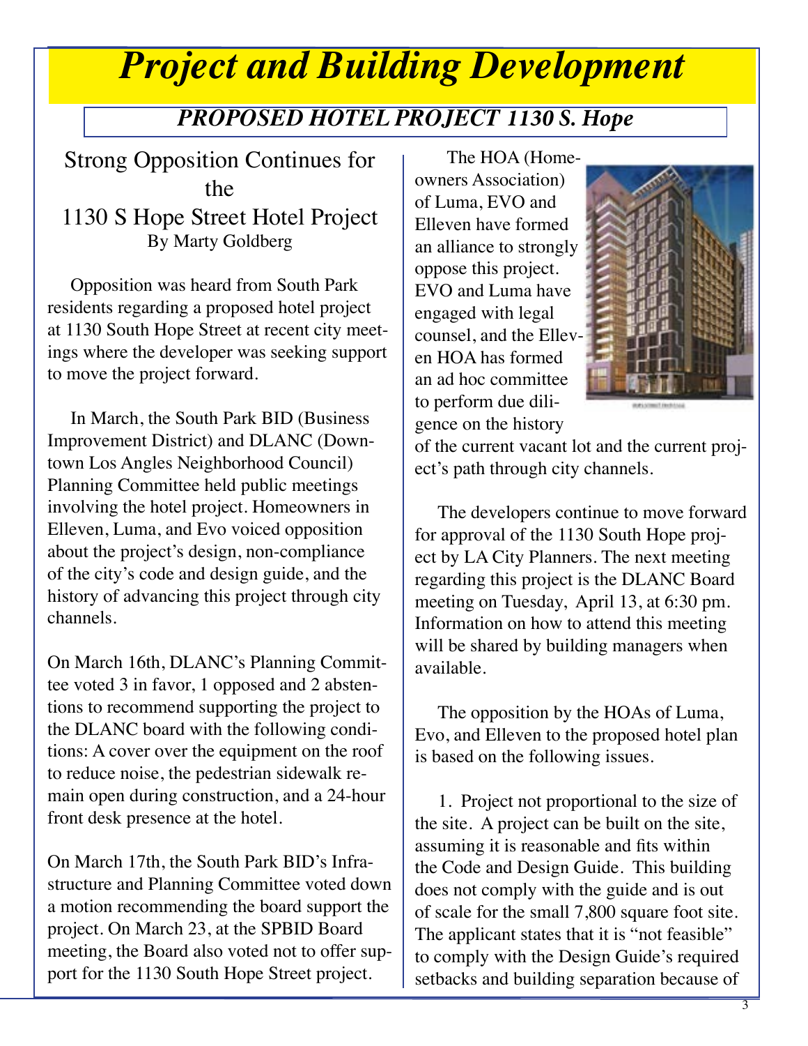# *Project and Building Development*

## *PROPOSED HOTEL PROJECT 1130 S. Hope*

### Strong Opposition Continues for the 1130 S Hope Street Hotel Project

By Marty Goldberg

Opposition was heard from South Park residents regarding a proposed hotel project at 1130 South Hope Street at recent city meetings where the developer was seeking support to move the project forward.

In March, the South Park BID (Business Improvement District) and DLANC (Downtown Los Angles Neighborhood Council) Planning Committee held public meetings involving the hotel project. Homeowners in Elleven, Luma, and Evo voiced opposition about the project's design, non-compliance of the city's code and design guide, and the history of advancing this project through city channels.

On March 16th, DLANC's Planning Committee voted 3 in favor, 1 opposed and 2 abstentions to recommend supporting the project to the DLANC board with the following conditions: A cover over the equipment on the roof to reduce noise, the pedestrian sidewalk remain open during construction, and a 24-hour front desk presence at the hotel.

On March 17th, the South Park BID's Infrastructure and Planning Committee voted down a motion recommending the board support the project. On March 23, at the SPBID Board meeting, the Board also voted not to offer support for the 1130 South Hope Street project.

The HOA (Homeowners Association) of Luma, EVO and Elleven have formed an alliance to strongly oppose this project. EVO and Luma have engaged with legal counsel, and the Elleven HOA has formed an ad hoc committee to perform due diligence on the history of the current vacant lot and the current project's path through city channels.

The developers continue to move forward for approval of the 1130 South Hope project by LA City Planners. The next meeting regarding this project is the DLANC Board meeting on Tuesday, April 13, at 6:30 pm. Information on how to attend this meeting will be shared by building managers when available.

The opposition by the HOAs of Luma, Evo, and Elleven to the proposed hotel plan is based on the following issues.

1. Project not proportional to the size of the site. A project can be built on the site, assuming it is reasonable and fits within the Code and Design Guide. This building does not comply with the guide and is out of scale for the small 7,800 square foot site. The applicant states that it is "not feasible" to comply with the Design Guide's required setbacks and building separation because of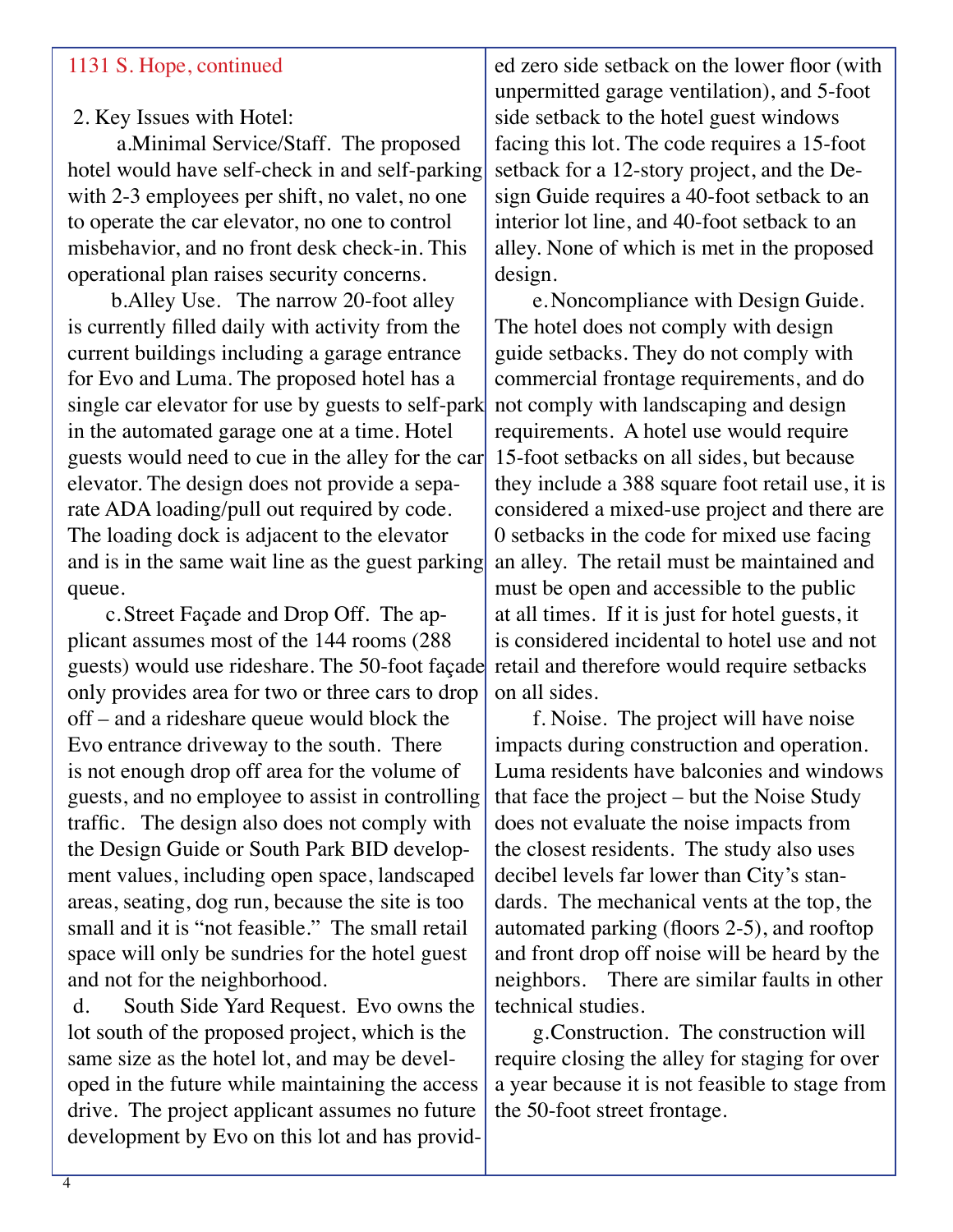1131 S. Hope, continued

2. Key Issues with Hotel:

a. Minimal Service/Staff. The proposed hotel would have self-check in and self-parking with 2-3 employees per shift, no valet, no one to operate the car elevator, no one to control misbehavior, and no front desk check-in. This operational plan raises security concerns.

b. Alley Use. The narrow 20-foot alley is currently filled daily with activity from the current buildings including a garage entrance for Evo and Luma. The proposed hotel has a single car elevator for use by guests to self-park in the automated garage one at a time. Hotel guests would need to cue in the alley for the car elevator. The design does not provide a separate ADA loading/pull out required by code. The loading dock is adjacent to the elevator and is in the same wait line as the guest parking queue.

c. Street Façade and Drop Off. The applicant assumes most of the 144 rooms (288 guests) would use rideshare. The 50-foot façade only provides area for two or three cars to drop off – and a rideshare queue would block the Evo entrance driveway to the south. There is not enough drop off area for the volume of guests, and no employee to assist in controlling traffic. The design also does not comply with the Design Guide or South Park BID development values, including open space, landscaped areas, seating, dog run, because the site is too small and it is "not feasible." The small retail space will only be sundries for the hotel guest and not for the neighborhood.

d. South Side Yard Request. Evo owns the lot south of the proposed project, which is the same size as the hotel lot, and may be developed in the future while maintaining the access drive. The project applicant assumes no future development by Evo on this lot and has provided zero side setback on the lower floor (with unpermitted garage ventilation), and 5-foot side setback to the hotel guest windows facing this lot. The code requires a 15-foot setback for a 12-story project, and the Design Guide requires a 40-foot setback to an interior lot line, and 40-foot setback to an alley. None of which is met in the proposed design.

e. Noncompliance with Design Guide. The hotel does not comply with design guide setbacks. They do not comply with commercial frontage requirements, and do not comply with landscaping and design requirements. A hotel use would require 15-foot setbacks on all sides, but because they include a 388 square foot retail use, it is considered a mixed-use project and there are 0 setbacks in the code for mixed use facing an alley. The retail must be maintained and must be open and accessible to the public at all times. If it is just for hotel guests, it is considered incidental to hotel use and not retail and therefore would require setbacks on all sides.

f. Noise. The project will have noise impacts during construction and operation. Luma residents have balconies and windows that face the project – but the Noise Study does not evaluate the noise impacts from the closest residents. The study also uses decibel levels far lower than City's standards. The mechanical vents at the top, the automated parking (floors 2-5), and rooftop and front drop off noise will be heard by the neighbors. There are similar faults in other technical studies.

g. Construction. The construction will require closing the alley for staging for over a year because it is not feasible to stage from the 50-foot street frontage.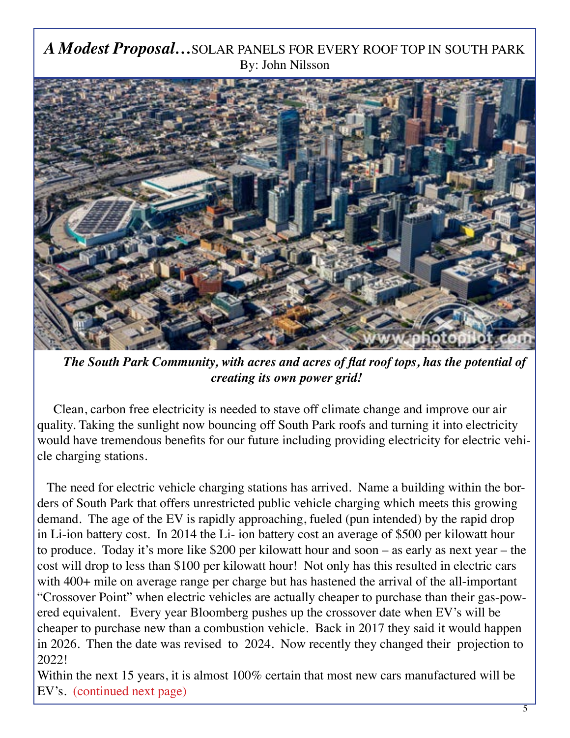## ***A Modest Proposal…***SOLAR PANELS FOR EVERY ROOF TOP IN SOUTH PARK

By: John Nilsson

***The South Park Community, with acres and acres of flat roof tops, has the potential of creating its own power grid!***

Clean, carbon free electricity is needed to stave off climate change and improve our air quality. Taking the sunlight now bouncing off South Park roofs and turning it into electricity would have tremendous benefits for our future including providing electricity for electric vehicle charging stations.

The need for electric vehicle charging stations has arrived. Name a building within the borders of South Park that offers unrestricted public vehicle charging which meets this growing demand. The age of the EV is rapidly approaching, fueled (pun intended) by the rapid drop in Li-ion battery cost. In 2014 the Li- ion battery cost an average of $500 per kilowatt hour to produce. Today it's more like $200 per kilowatt hour and soon – as early as next year – the cost will drop to less than $100 per kilowatt hour! Not only has this resulted in electric cars with 400+ mile on average range per charge but has hastened the arrival of the all-important "Crossover Point" when electric vehicles are actually cheaper to purchase than their gas-powered equivalent. Every year Bloomberg pushes up the crossover date when EV's will be cheaper to purchase new than a combustion vehicle. Back in 2017 they said it would happen in 2026. Then the date was revised to 2024. Now recently they changed their projection to 2022!

Within the next 15 years, it is almost 100% certain that most new cars manufactured will be EV's. (continued next page)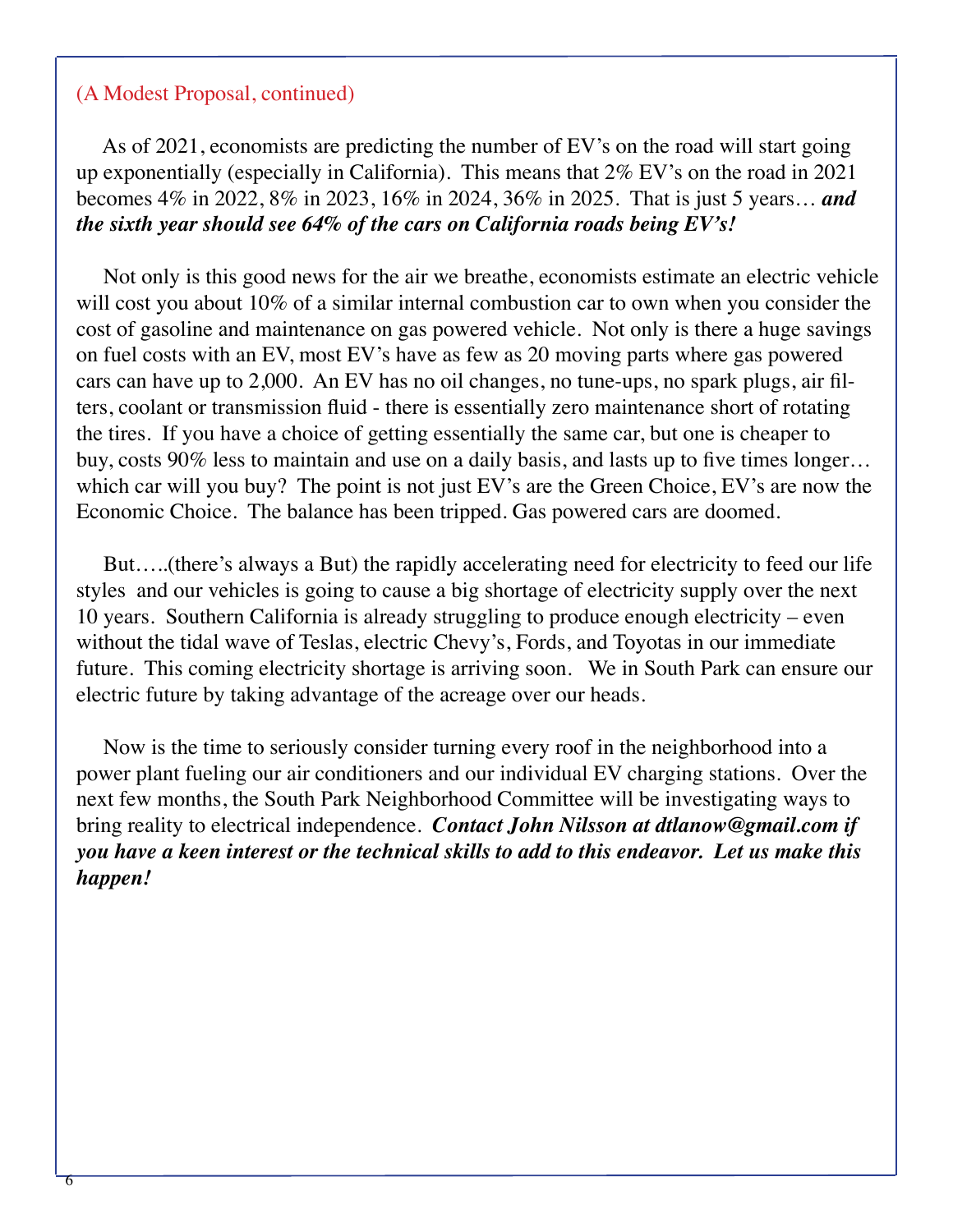(A Modest Proposal, continued)

As of 2021, economists are predicting the number of EV's on the road will start going up exponentially (especially in California). This means that 2% EV's on the road in 2021 becomes 4% in 2022, 8% in 2023, 16% in 2024, 36% in 2025. That is just 5 years… ***and the sixth year should see 64% of the cars on California roads being EV's!***

Not only is this good news for the air we breathe, economists estimate an electric vehicle will cost you about 10% of a similar internal combustion car to own when you consider the cost of gasoline and maintenance on gas powered vehicle. Not only is there a huge savings on fuel costs with an EV, most EV's have as few as 20 moving parts where gas powered cars can have up to 2,000. An EV has no oil changes, no tune-ups, no spark plugs, air filters, coolant or transmission fluid - there is essentially zero maintenance short of rotating the tires. If you have a choice of getting essentially the same car, but one is cheaper to buy, costs 90% less to maintain and use on a daily basis, and lasts up to five times longer… which car will you buy? The point is not just EV's are the Green Choice, EV's are now the Economic Choice. The balance has been tripped. Gas powered cars are doomed.

But…..(there's always a But) the rapidly accelerating need for electricity to feed our life styles and our vehicles is going to cause a big shortage of electricity supply over the next 10 years. Southern California is already struggling to produce enough electricity – even without the tidal wave of Teslas, electric Chevy's, Fords, and Toyotas in our immediate future. This coming electricity shortage is arriving soon. We in South Park can ensure our electric future by taking advantage of the acreage over our heads.

Now is the time to seriously consider turning every roof in the neighborhood into a power plant fueling our air conditioners and our individual EV charging stations. Over the next few months, the South Park Neighborhood Committee will be investigating ways to bring reality to electrical independence. ***Contact John Nilsson at dtlanow@gmail.com if you have a keen interest or the technical skills to add to this endeavor. Let us make this happen!***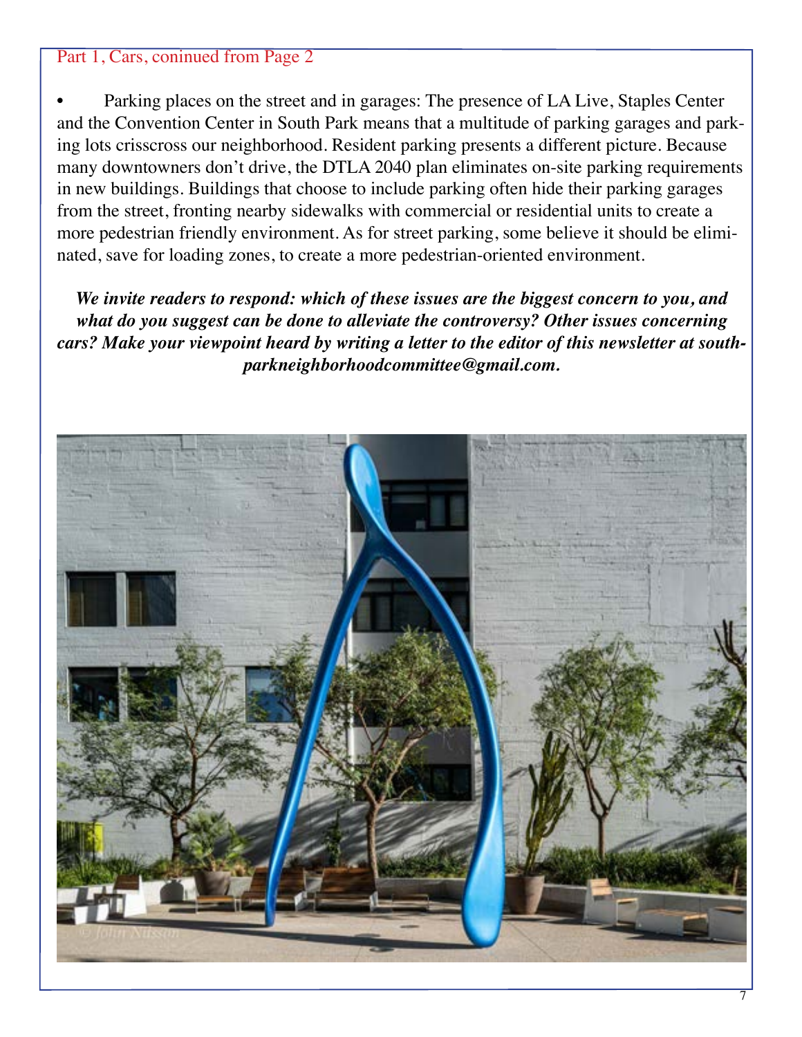Part 1, Cars, coninued from Page 2

- Parking places on the street and in garages: The presence of LA Live, Staples Center and the Convention Center in South Park means that a multitude of parking garages and parking lots crisscross our neighborhood. Resident parking presents a different picture. Because many downtowners don't drive, the DTLA 2040 plan eliminates on-site parking requirements in new buildings. Buildings that choose to include parking often hide their parking garages from the street, fronting nearby sidewalks with commercial or residential units to create a more pedestrian friendly environment. As for street parking, some believe it should be eliminated, save for loading zones, to create a more pedestrian-oriented environment.

***We invite readers to respond: which of these issues are the biggest concern to you, and what do you suggest can be done to alleviate the controversy? Other issues concerning cars? Make your viewpoint heard by writing a letter to the editor of this newsletter at southparkneighborhoodcommittee@gmail.com.***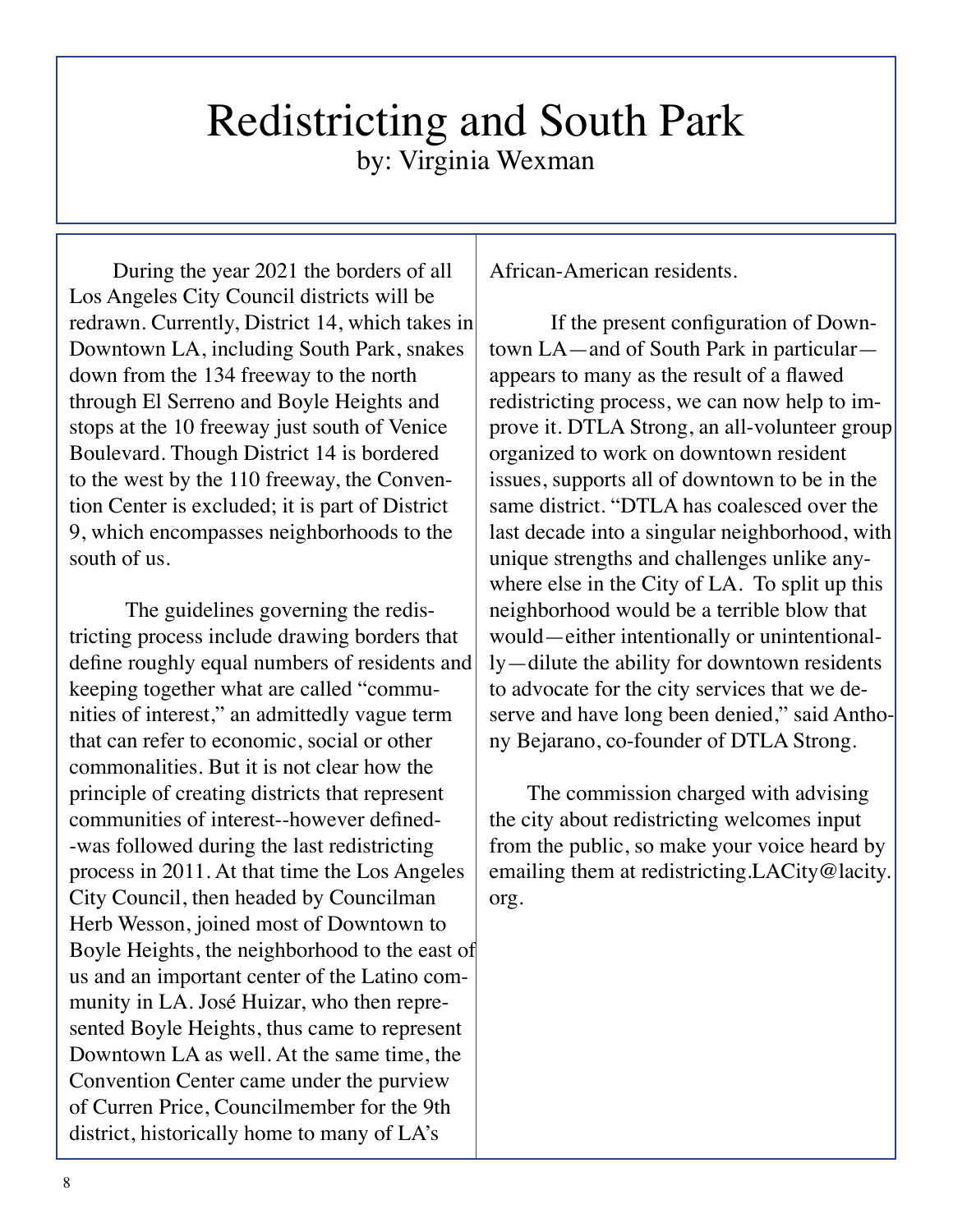# Redistricting and South Park

by: Virginia Wexman

During the year 2021 the borders of all Los Angeles City Council districts will be redrawn. Currently, District 14, which takes in Downtown LA, including South Park, snakes down from the 134 freeway to the north through El Serreno and Boyle Heights and stops at the 10 freeway just south of Venice Boulevard. Though District 14 is bordered to the west by the 110 freeway, the Convention Center is excluded; it is part of District 9, which encompasses neighborhoods to the south of us.

The guidelines governing the redistricting process include drawing borders that define roughly equal numbers of residents and keeping together what are called "communities of interest," an admittedly vague term that can refer to economic, social or other commonalities. But it is not clear how the principle of creating districts that represent communities of interest--however defined--was followed during the last redistricting process in 2011. At that time the Los Angeles City Council, then headed by Councilman Herb Wesson, joined most of Downtown to Boyle Heights, the neighborhood to the east of us and an important center of the Latino community in LA. José Huizar, who then represented Boyle Heights, thus came to represent Downtown LA as well. At the same time, the Convention Center came under the purview of Curren Price, Councilmember for the 9th district, historically home to many of LA's African-American residents.

If the present configuration of Downtown LA—and of South Park in particular—appears to many as the result of a flawed redistricting process, we can now help to improve it. DTLA Strong, an all-volunteer group organized to work on downtown resident issues, supports all of downtown to be in the same district. "DTLA has coalesced over the last decade into a singular neighborhood, with unique strengths and challenges unlike anywhere else in the City of LA. To split up this neighborhood would be a terrible blow that would—either intentionally or unintentionally—dilute the ability for downtown residents to advocate for the city services that we deserve and have long been denied," said Anthony Bejarano, co-founder of DTLA Strong.

The commission charged with advising the city about redistricting welcomes input from the public, so make your voice heard by emailing them at redistricting.LACity@lacity.org.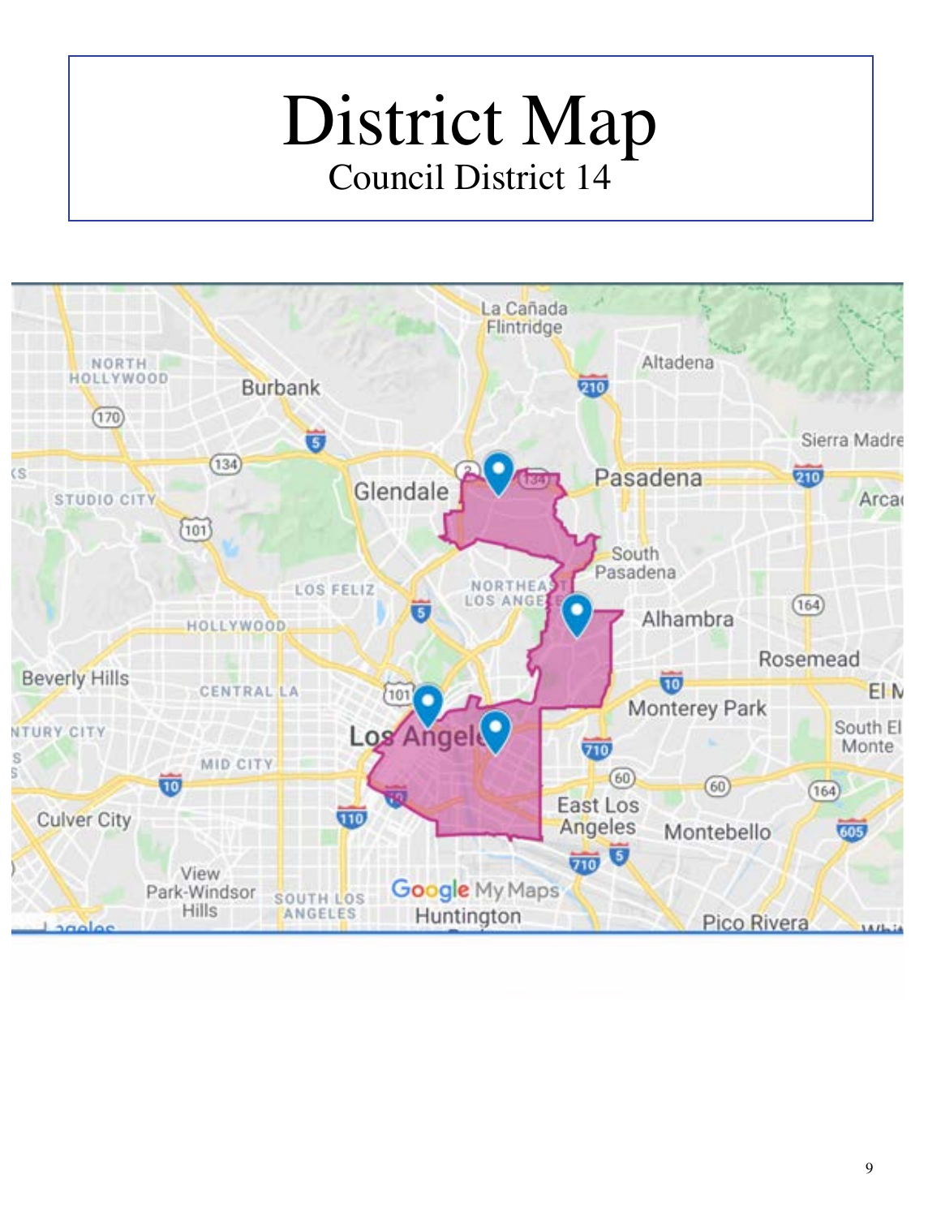# District Map

Council District 14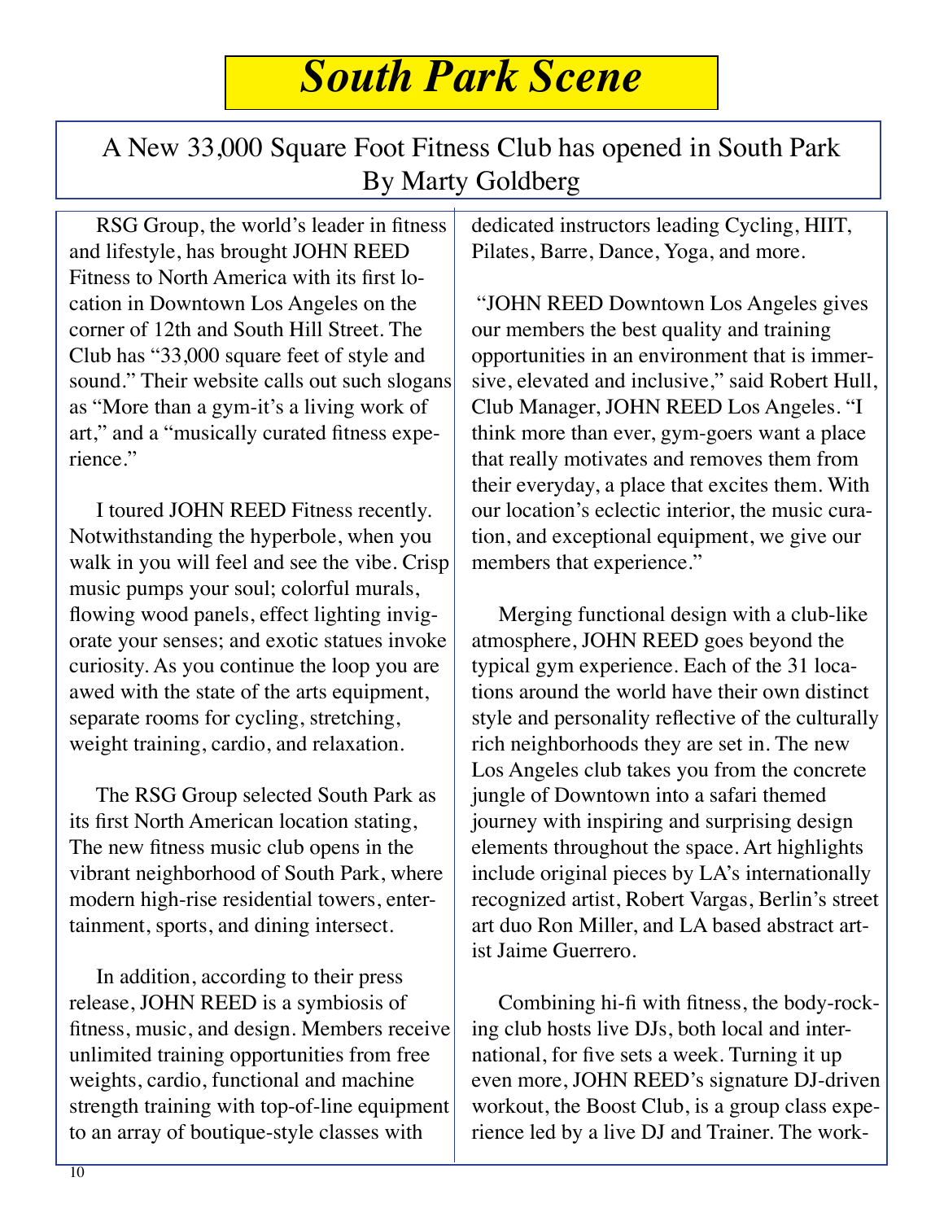# South Park Scene

## A New 33,000 Square Foot Fitness Club has opened in South Park

By Marty Goldberg

RSG Group, the world's leader in fitness and lifestyle, has brought JOHN REED Fitness to North America with its first location in Downtown Los Angeles on the corner of 12th and South Hill Street. The Club has "33,000 square feet of style and sound." Their website calls out such slogans as "More than a gym-it's a living work of art," and a "musically curated fitness experience."

I toured JOHN REED Fitness recently. Notwithstanding the hyperbole, when you walk in you will feel and see the vibe. Crisp music pumps your soul; colorful murals, flowing wood panels, effect lighting invigorate your senses; and exotic statues invoke curiosity. As you continue the loop you are awed with the state of the arts equipment, separate rooms for cycling, stretching, weight training, cardio, and relaxation.

The RSG Group selected South Park as its first North American location stating, The new fitness music club opens in the vibrant neighborhood of South Park, where modern high-rise residential towers, entertainment, sports, and dining intersect.

In addition, according to their press release, JOHN REED is a symbiosis of fitness, music, and design. Members receive unlimited training opportunities from free weights, cardio, functional and machine strength training with top-of-line equipment to an array of boutique-style classes with dedicated instructors leading Cycling, HIIT, Pilates, Barre, Dance, Yoga, and more.

"JOHN REED Downtown Los Angeles gives our members the best quality and training opportunities in an environment that is immersive, elevated and inclusive," said Robert Hull, Club Manager, JOHN REED Los Angeles. "I think more than ever, gym-goers want a place that really motivates and removes them from their everyday, a place that excites them. With our location's eclectic interior, the music curation, and exceptional equipment, we give our members that experience."

Merging functional design with a club-like atmosphere, JOHN REED goes beyond the typical gym experience. Each of the 31 locations around the world have their own distinct style and personality reflective of the culturally rich neighborhoods they are set in. The new Los Angeles club takes you from the concrete jungle of Downtown into a safari themed journey with inspiring and surprising design elements throughout the space. Art highlights include original pieces by LA's internationally recognized artist, Robert Vargas, Berlin's street art duo Ron Miller, and LA based abstract artist Jaime Guerrero.

Combining hi-fi with fitness, the body-rocking club hosts live DJs, both local and international, for five sets a week. Turning it up even more, JOHN REED's signature DJ-driven workout, the Boost Club, is a group class experience led by a live DJ and Trainer. The work-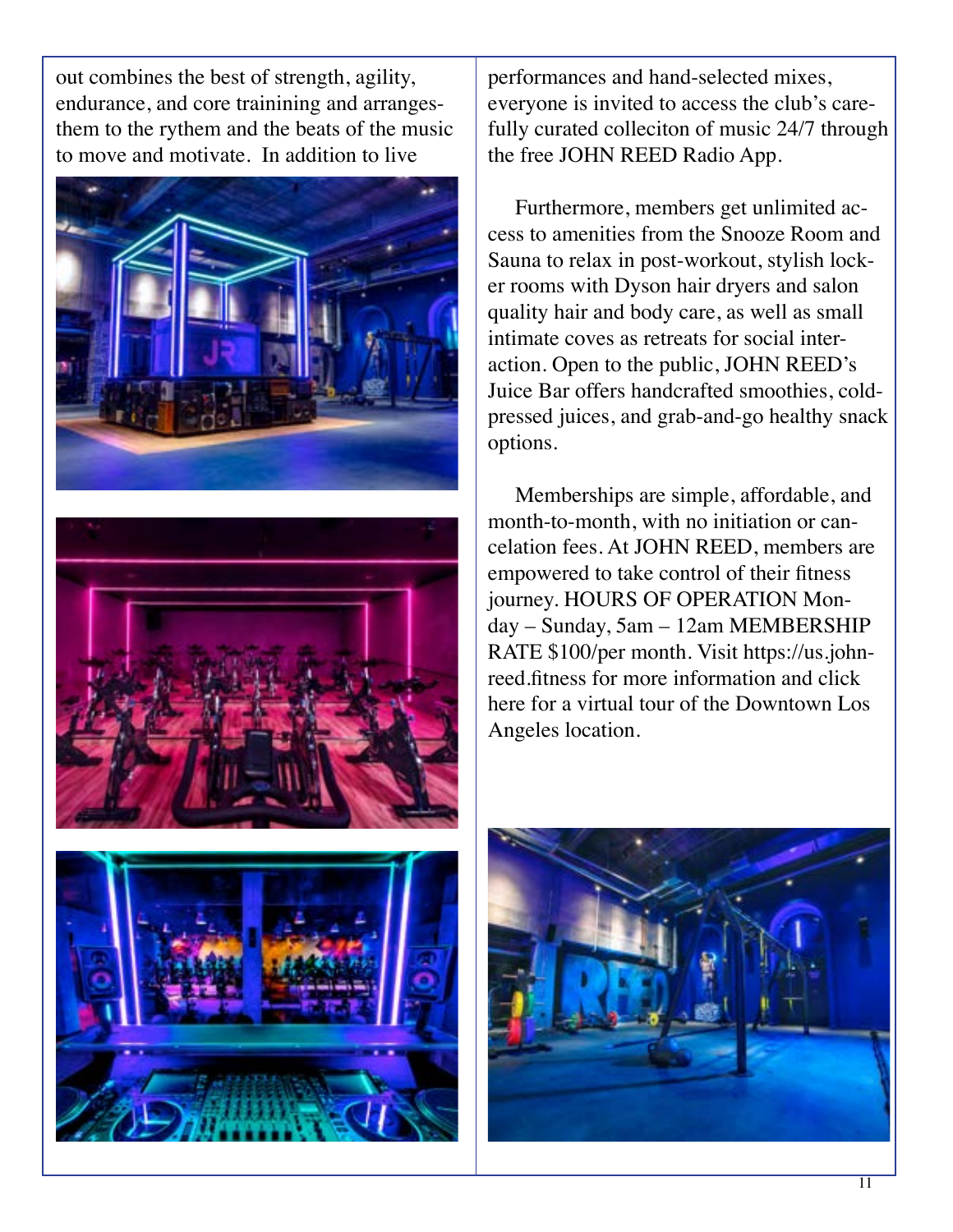out combines the best of strength, agility, endurance, and core traininining and arranges-them to the rythem and the beats of the music to move and motivate. In addition to live performances and hand-selected mixes, everyone is invited to access the club's carefully curated colleciton of music 24/7 through the free JOHN REED Radio App.

Furthermore, members get unlimited access to amenities from the Snooze Room and Sauna to relax in post-workout, stylish locker rooms with Dyson hair dryers and salon quality hair and body care, as well as small intimate coves as retreats for social interaction. Open to the public, JOHN REED's Juice Bar offers handcrafted smoothies, cold-pressed juices, and grab-and-go healthy snack options.

Memberships are simple, affordable, and month-to-month, with no initiation or cancelation fees. At JOHN REED, members are empowered to take control of their fitness journey. HOURS OF OPERATION Monday – Sunday, 5am – 12am MEMBERSHIP RATE $100/per month. Visit https://us.johnreed.fitness for more information and click here for a virtual tour of the Downtown Los Angeles location.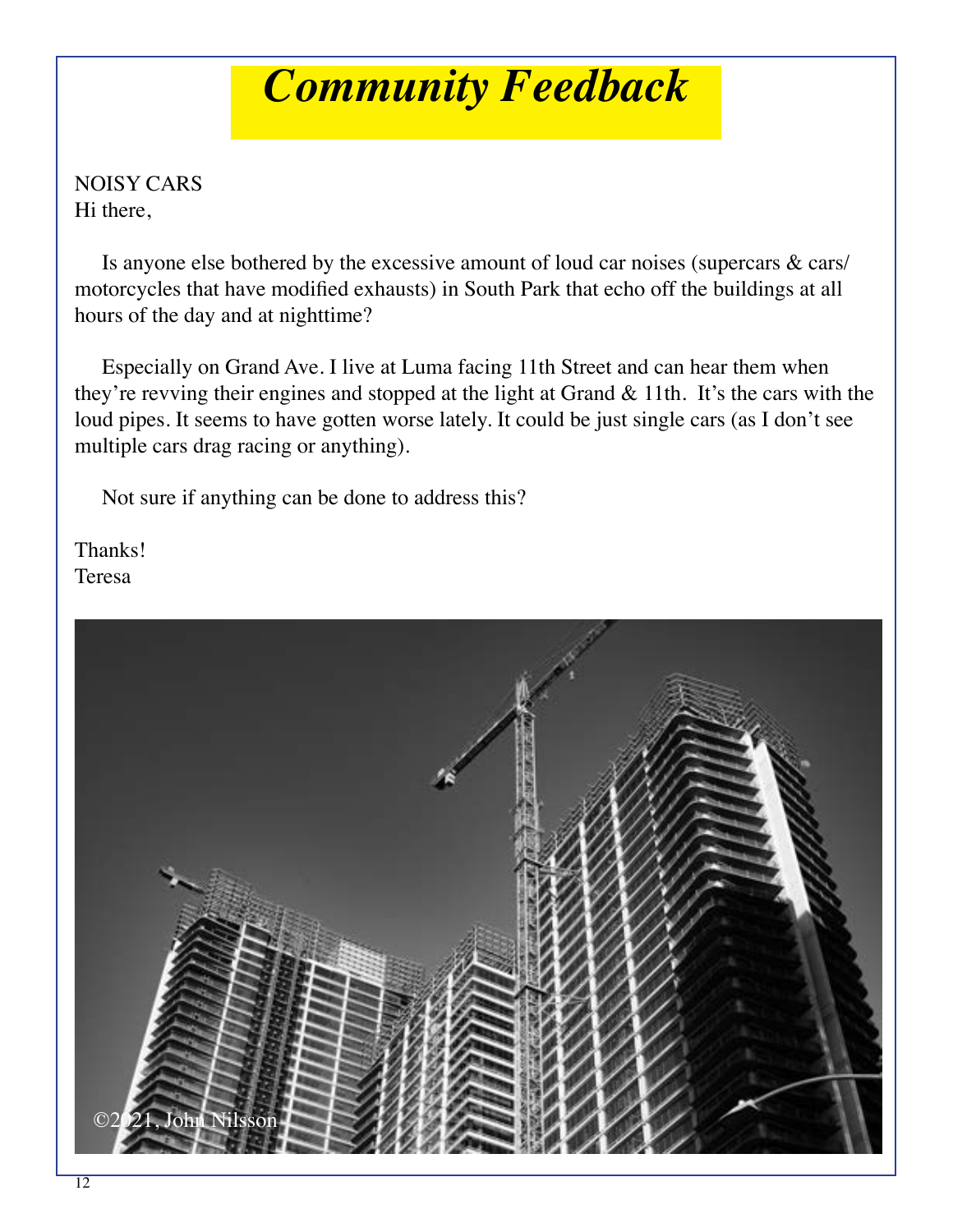# *Community Feedback*

NOISY CARS
Hi there,

Is anyone else bothered by the excessive amount of loud car noises (supercars & cars/motorcycles that have modified exhausts) in South Park that echo off the buildings at all hours of the day and at nighttime?

Especially on Grand Ave. I live at Luma facing 11th Street and can hear them when they're revving their engines and stopped at the light at Grand & 11th. It's the cars with the loud pipes. It seems to have gotten worse lately. It could be just single cars (as I don't see multiple cars drag racing or anything).

Not sure if anything can be done to address this?

Thanks!
Teresa

©2021, John Nilsson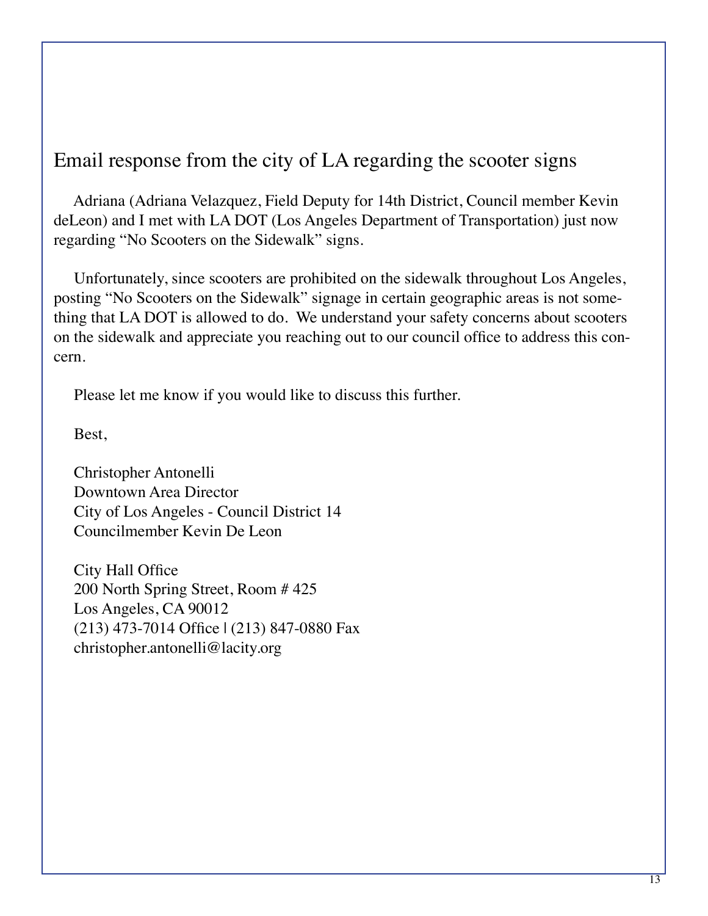## Email response from the city of LA regarding the scooter signs

Adriana (Adriana Velazquez, Field Deputy for 14th District, Council member Kevin deLeon) and I met with LA DOT (Los Angeles Department of Transportation) just now regarding "No Scooters on the Sidewalk" signs.

Unfortunately, since scooters are prohibited on the sidewalk throughout Los Angeles, posting "No Scooters on the Sidewalk" signage in certain geographic areas is not something that LA DOT is allowed to do. We understand your safety concerns about scooters on the sidewalk and appreciate you reaching out to our council office to address this concern.

Please let me know if you would like to discuss this further.

Best,

Christopher Antonelli  
Downtown Area Director  
City of Los Angeles - Council District 14  
Councilmember Kevin De Leon

City Hall Office  
200 North Spring Street, Room # 425  
Los Angeles, CA 90012  
(213) 473-7014 Office | (213) 847-0880 Fax  
christopher.antonelli@lacity.org